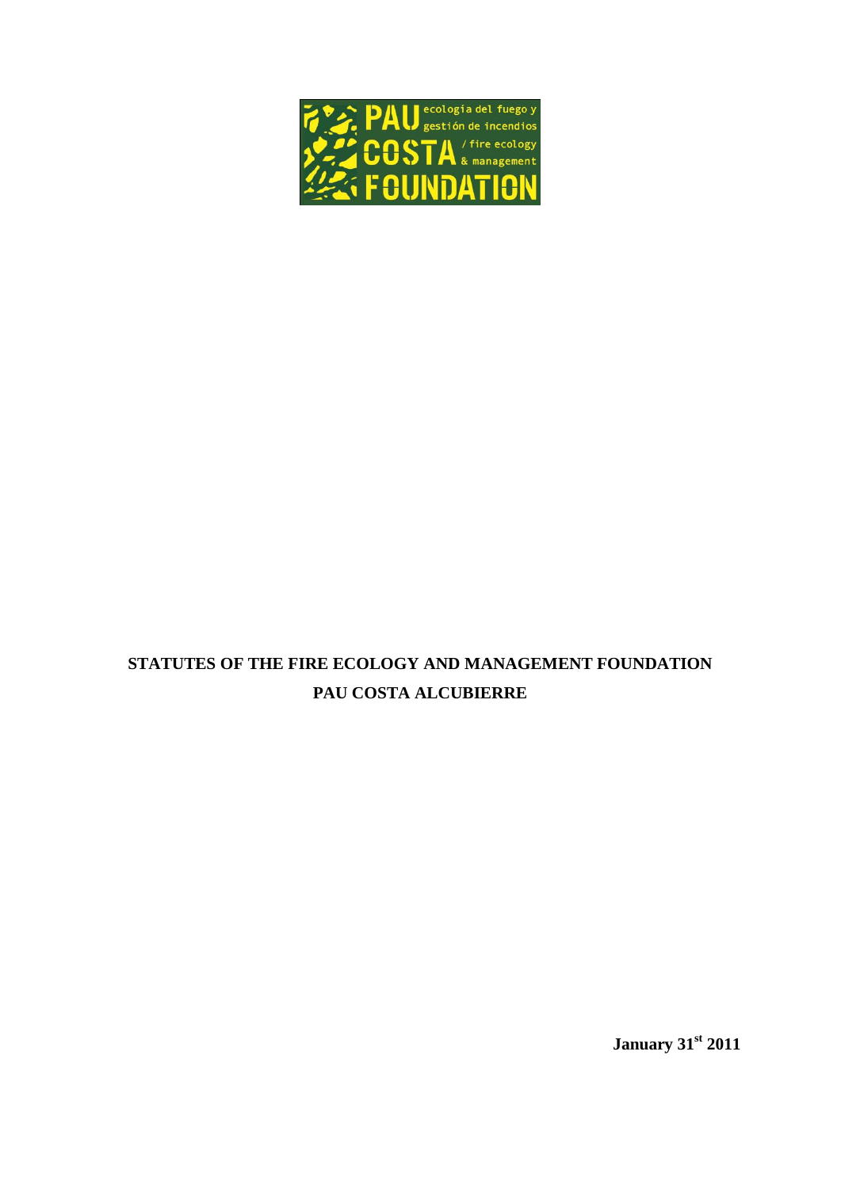# STATUTES OF THE FIRE ECOLOGY AND MANAGEMENT FOUNDATION PAU COSTA ALCUBIERRE

**January 31st 2011**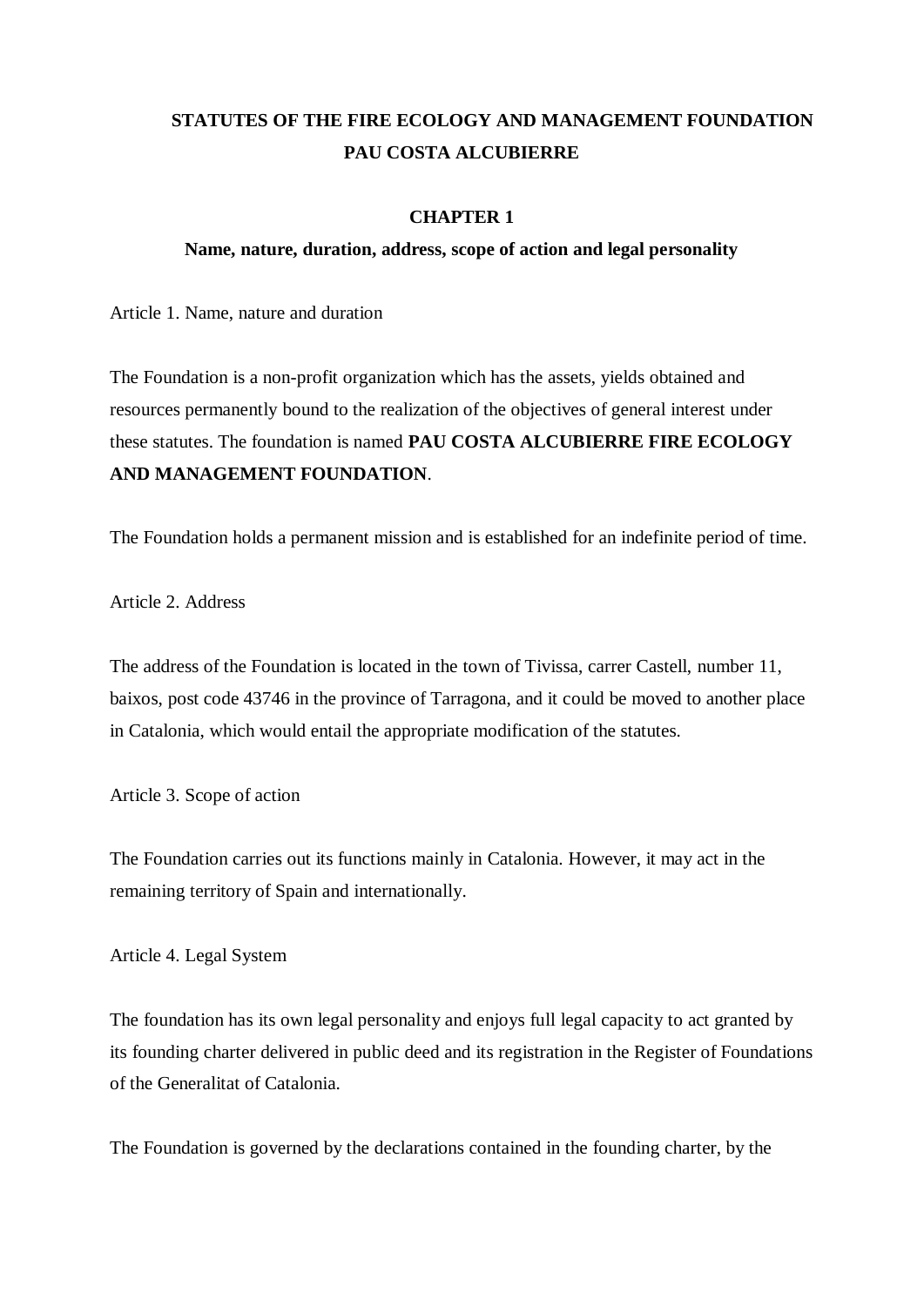# STATUTES OF THE FIRE ECOLOGY AND MANAGEMENT FOUNDATION PAU COSTA ALCUBIERRE

## CHAPTER 1

### Name, nature, duration, address, scope of action and legal personality

Article 1. Name, nature and duration

The Foundation is a non-profit organization which has the assets, yields obtained and resources permanently bound to the realization of the objectives of general interest under these statutes. The foundation is named **PAU COSTA ALCUBIERRE FIRE ECOLOGY AND MANAGEMENT FOUNDATION**.

The Foundation holds a permanent mission and is established for an indefinite period of time.

Article 2. Address

The address of the Foundation is located in the town of Tivissa, carrer Castell, number 11, baixos, post code 43746 in the province of Tarragona, and it could be moved to another place in Catalonia, which would entail the appropriate modification of the statutes.

Article 3. Scope of action

The Foundation carries out its functions mainly in Catalonia. However, it may act in the remaining territory of Spain and internationally.

Article 4. Legal System

The foundation has its own legal personality and enjoys full legal capacity to act granted by its founding charter delivered in public deed and its registration in the Register of Foundations of the Generalitat of Catalonia.

The Foundation is governed by the declarations contained in the founding charter, by the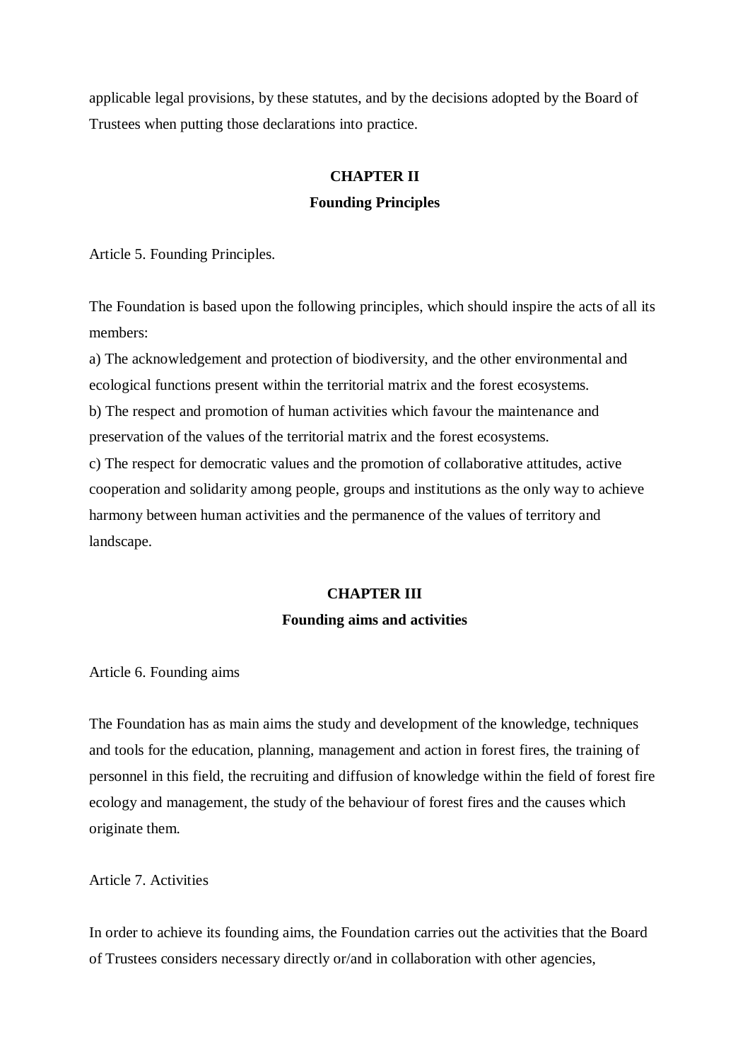applicable legal provisions, by these statutes, and by the decisions adopted by the Board of Trustees when putting those declarations into practice.

## CHAPTER II
## Founding Principles

Article 5. Founding Principles.

The Foundation is based upon the following principles, which should inspire the acts of all its members:

a) The acknowledgement and protection of biodiversity, and the other environmental and ecological functions present within the territorial matrix and the forest ecosystems.
b) The respect and promotion of human activities which favour the maintenance and preservation of the values of the territorial matrix and the forest ecosystems.
c) The respect for democratic values and the promotion of collaborative attitudes, active cooperation and solidarity among people, groups and institutions as the only way to achieve harmony between human activities and the permanence of the values of territory and landscape.

## CHAPTER III
## Founding aims and activities

Article 6. Founding aims

The Foundation has as main aims the study and development of the knowledge, techniques and tools for the education, planning, management and action in forest fires, the training of personnel in this field, the recruiting and diffusion of knowledge within the field of forest fire ecology and management, the study of the behaviour of forest fires and the causes which originate them.

Article 7. Activities

In order to achieve its founding aims, the Foundation carries out the activities that the Board of Trustees considers necessary directly or/and in collaboration with other agencies,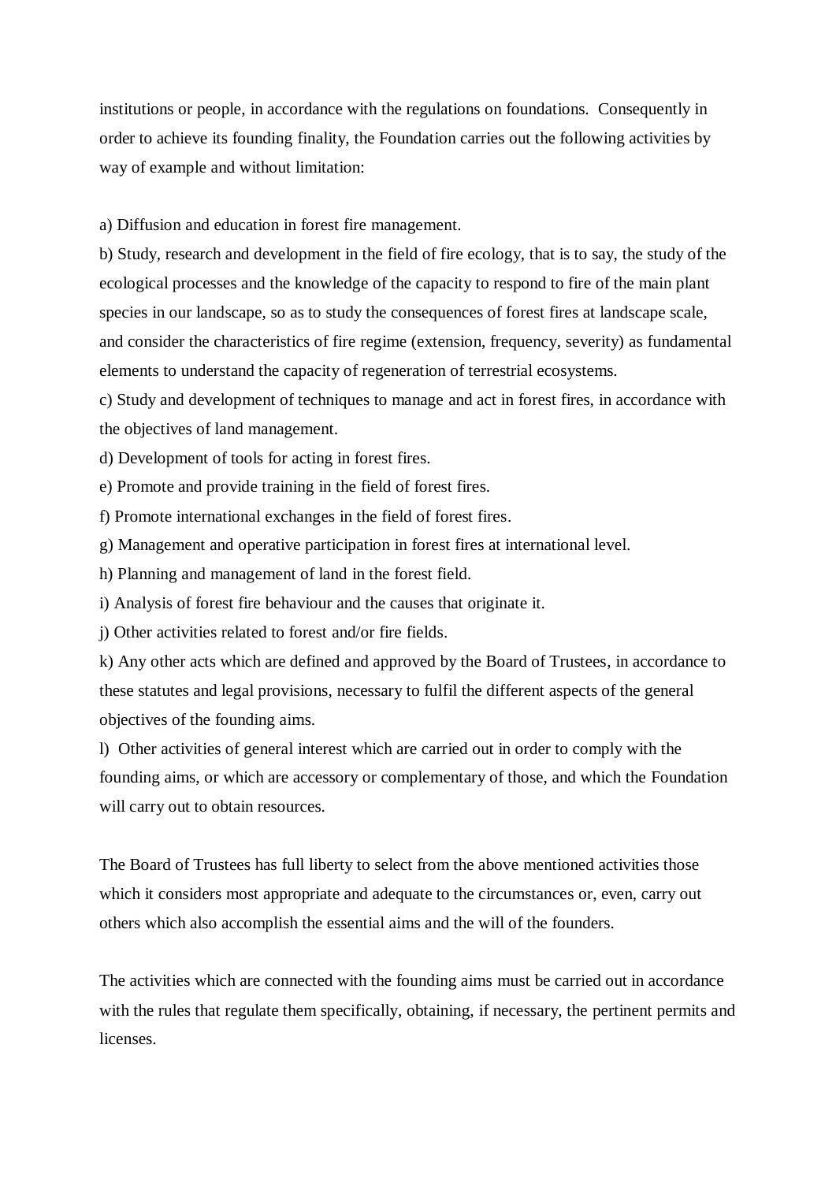institutions or people, in accordance with the regulations on foundations. Consequently in order to achieve its founding finality, the Foundation carries out the following activities by way of example and without limitation:

a) Diffusion and education in forest fire management.
b) Study, research and development in the field of fire ecology, that is to say, the study of the ecological processes and the knowledge of the capacity to respond to fire of the main plant species in our landscape, so as to study the consequences of forest fires at landscape scale, and consider the characteristics of fire regime (extension, frequency, severity) as fundamental elements to understand the capacity of regeneration of terrestrial ecosystems.
c) Study and development of techniques to manage and act in forest fires, in accordance with the objectives of land management.
d) Development of tools for acting in forest fires.
e) Promote and provide training in the field of forest fires.
f) Promote international exchanges in the field of forest fires.
g) Management and operative participation in forest fires at international level.
h) Planning and management of land in the forest field.
i) Analysis of forest fire behaviour and the causes that originate it.
j) Other activities related to forest and/or fire fields.
k) Any other acts which are defined and approved by the Board of Trustees, in accordance to these statutes and legal provisions, necessary to fulfil the different aspects of the general objectives of the founding aims.
l) Other activities of general interest which are carried out in order to comply with the founding aims, or which are accessory or complementary of those, and which the Foundation will carry out to obtain resources.

The Board of Trustees has full liberty to select from the above mentioned activities those which it considers most appropriate and adequate to the circumstances or, even, carry out others which also accomplish the essential aims and the will of the founders.

The activities which are connected with the founding aims must be carried out in accordance with the rules that regulate them specifically, obtaining, if necessary, the pertinent permits and licenses.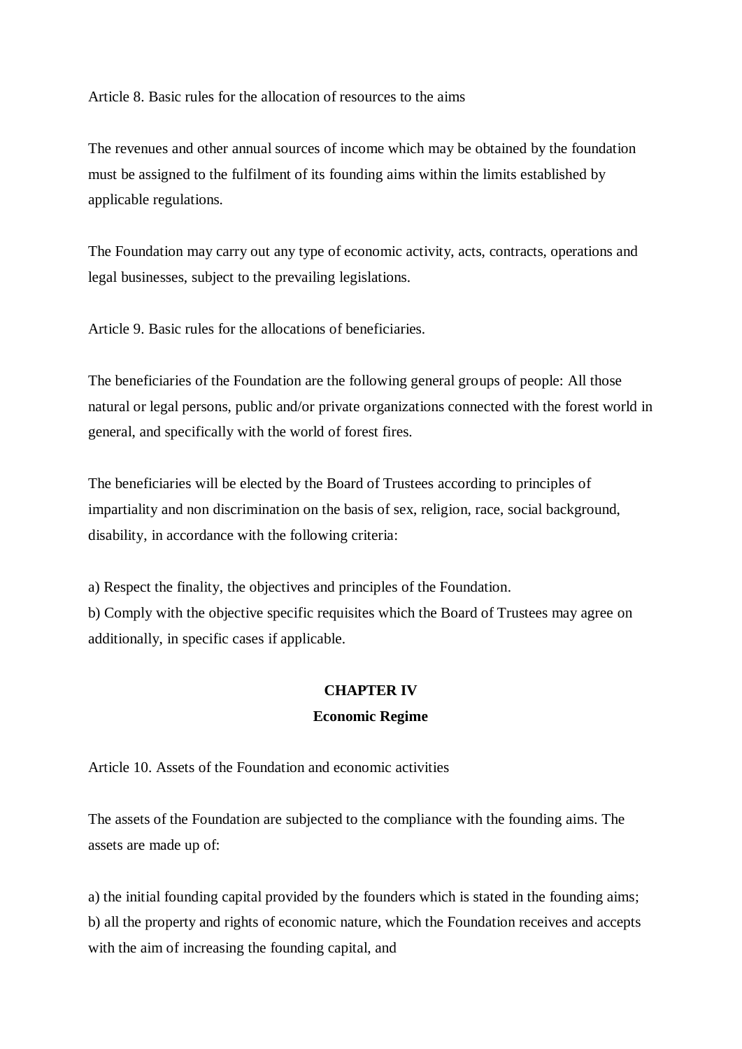Article 8. Basic rules for the allocation of resources to the aims

The revenues and other annual sources of income which may be obtained by the foundation must be assigned to the fulfilment of its founding aims within the limits established by applicable regulations.

The Foundation may carry out any type of economic activity, acts, contracts, operations and legal businesses, subject to the prevailing legislations.

Article 9. Basic rules for the allocations of beneficiaries.

The beneficiaries of the Foundation are the following general groups of people: All those natural or legal persons, public and/or private organizations connected with the forest world in general, and specifically with the world of forest fires.

The beneficiaries will be elected by the Board of Trustees according to principles of impartiality and non discrimination on the basis of sex, religion, race, social background, disability, in accordance with the following criteria:

a) Respect the finality, the objectives and principles of the Foundation.
b) Comply with the objective specific requisites which the Board of Trustees may agree on additionally, in specific cases if applicable.

## CHAPTER IV
## Economic Regime

Article 10. Assets of the Foundation and economic activities

The assets of the Foundation are subjected to the compliance with the founding aims. The assets are made up of:

a) the initial founding capital provided by the founders which is stated in the founding aims;
b) all the property and rights of economic nature, which the Foundation receives and accepts with the aim of increasing the founding capital, and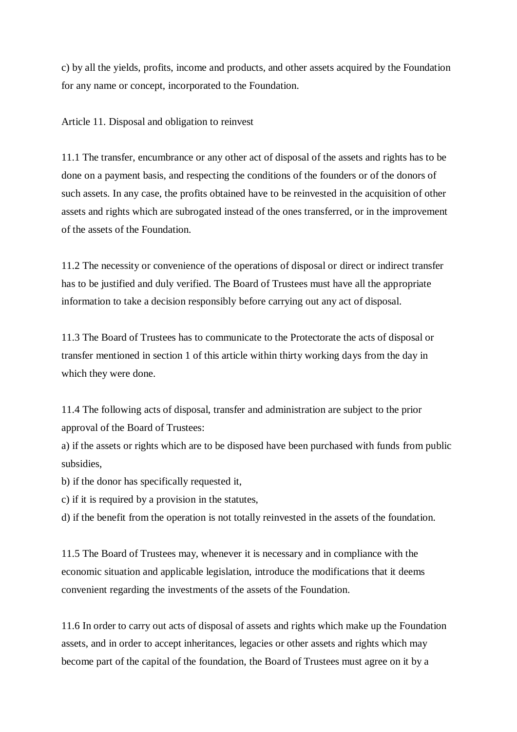c) by all the yields, profits, income and products, and other assets acquired by the Foundation for any name or concept, incorporated to the Foundation.

Article 11. Disposal and obligation to reinvest

11.1 The transfer, encumbrance or any other act of disposal of the assets and rights has to be done on a payment basis, and respecting the conditions of the founders or of the donors of such assets. In any case, the profits obtained have to be reinvested in the acquisition of other assets and rights which are subrogated instead of the ones transferred, or in the improvement of the assets of the Foundation.

11.2 The necessity or convenience of the operations of disposal or direct or indirect transfer has to be justified and duly verified. The Board of Trustees must have all the appropriate information to take a decision responsibly before carrying out any act of disposal.

11.3 The Board of Trustees has to communicate to the Protectorate the acts of disposal or transfer mentioned in section 1 of this article within thirty working days from the day in which they were done.

11.4 The following acts of disposal, transfer and administration are subject to the prior approval of the Board of Trustees:

a) if the assets or rights which are to be disposed have been purchased with funds from public subsidies,

b) if the donor has specifically requested it,

c) if it is required by a provision in the statutes,

d) if the benefit from the operation is not totally reinvested in the assets of the foundation.

11.5 The Board of Trustees may, whenever it is necessary and in compliance with the economic situation and applicable legislation, introduce the modifications that it deems convenient regarding the investments of the assets of the Foundation.

11.6 In order to carry out acts of disposal of assets and rights which make up the Foundation assets, and in order to accept inheritances, legacies or other assets and rights which may become part of the capital of the foundation, the Board of Trustees must agree on it by a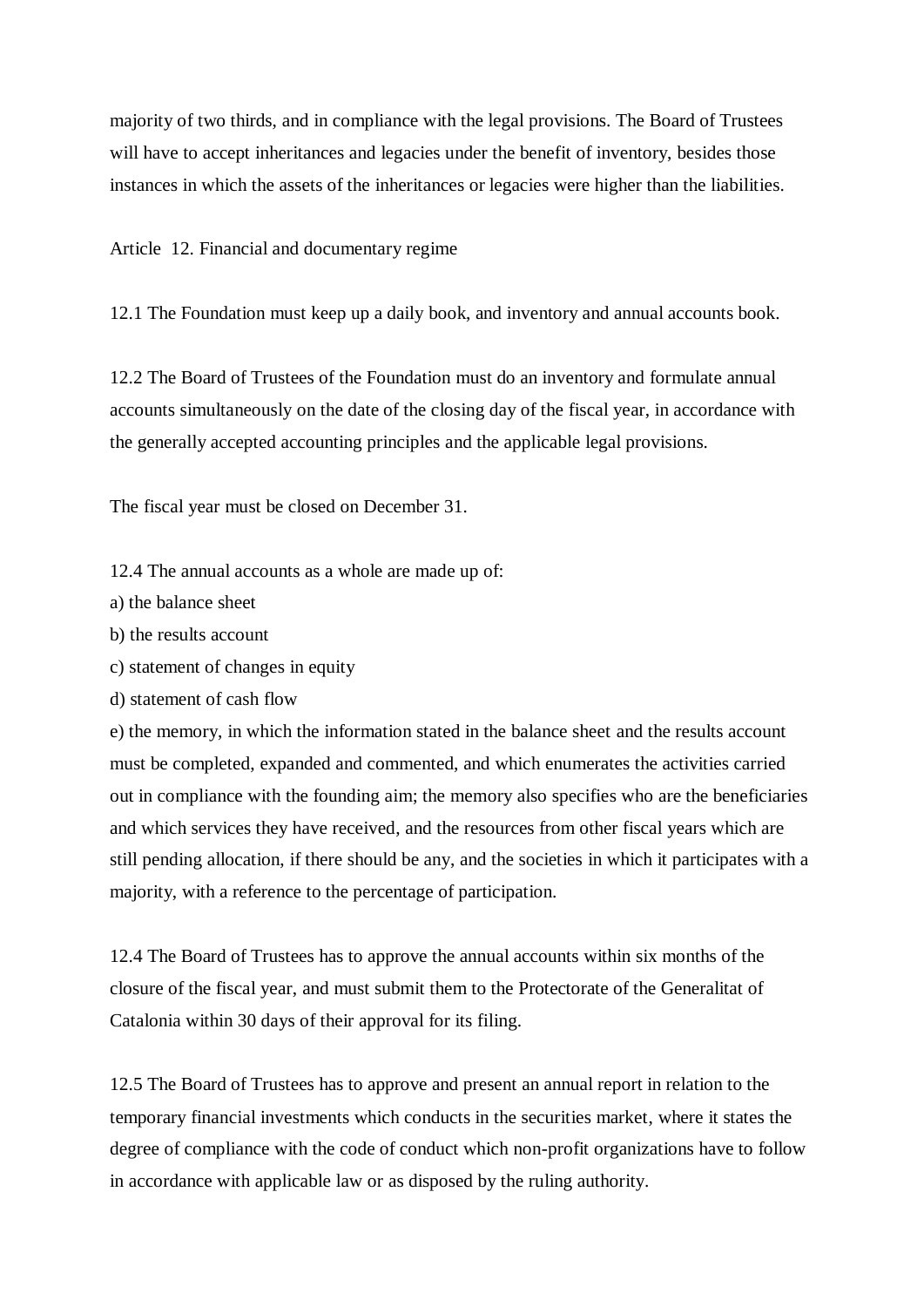majority of two thirds, and in compliance with the legal provisions. The Board of Trustees will have to accept inheritances and legacies under the benefit of inventory, besides those instances in which the assets of the inheritances or legacies were higher than the liabilities.

Article  12. Financial and documentary regime

12.1 The Foundation must keep up a daily book, and inventory and annual accounts book.

12.2 The Board of Trustees of the Foundation must do an inventory and formulate annual accounts simultaneously on the date of the closing day of the fiscal year, in accordance with the generally accepted accounting principles and the applicable legal provisions.

The fiscal year must be closed on December 31.

12.4 The annual accounts as a whole are made up of:
a) the balance sheet
b) the results account
c) statement of changes in equity
d) statement of cash flow
e) the memory, in which the information stated in the balance sheet and the results account must be completed, expanded and commented, and which enumerates the activities carried out in compliance with the founding aim; the memory also specifies who are the beneficiaries and which services they have received, and the resources from other fiscal years which are still pending allocation, if there should be any, and the societies in which it participates with a majority, with a reference to the percentage of participation.

12.4 The Board of Trustees has to approve the annual accounts within six months of the closure of the fiscal year, and must submit them to the Protectorate of the Generalitat of Catalonia within 30 days of their approval for its filing.

12.5 The Board of Trustees has to approve and present an annual report in relation to the temporary financial investments which conducts in the securities market, where it states the degree of compliance with the code of conduct which non-profit organizations have to follow in accordance with applicable law or as disposed by the ruling authority.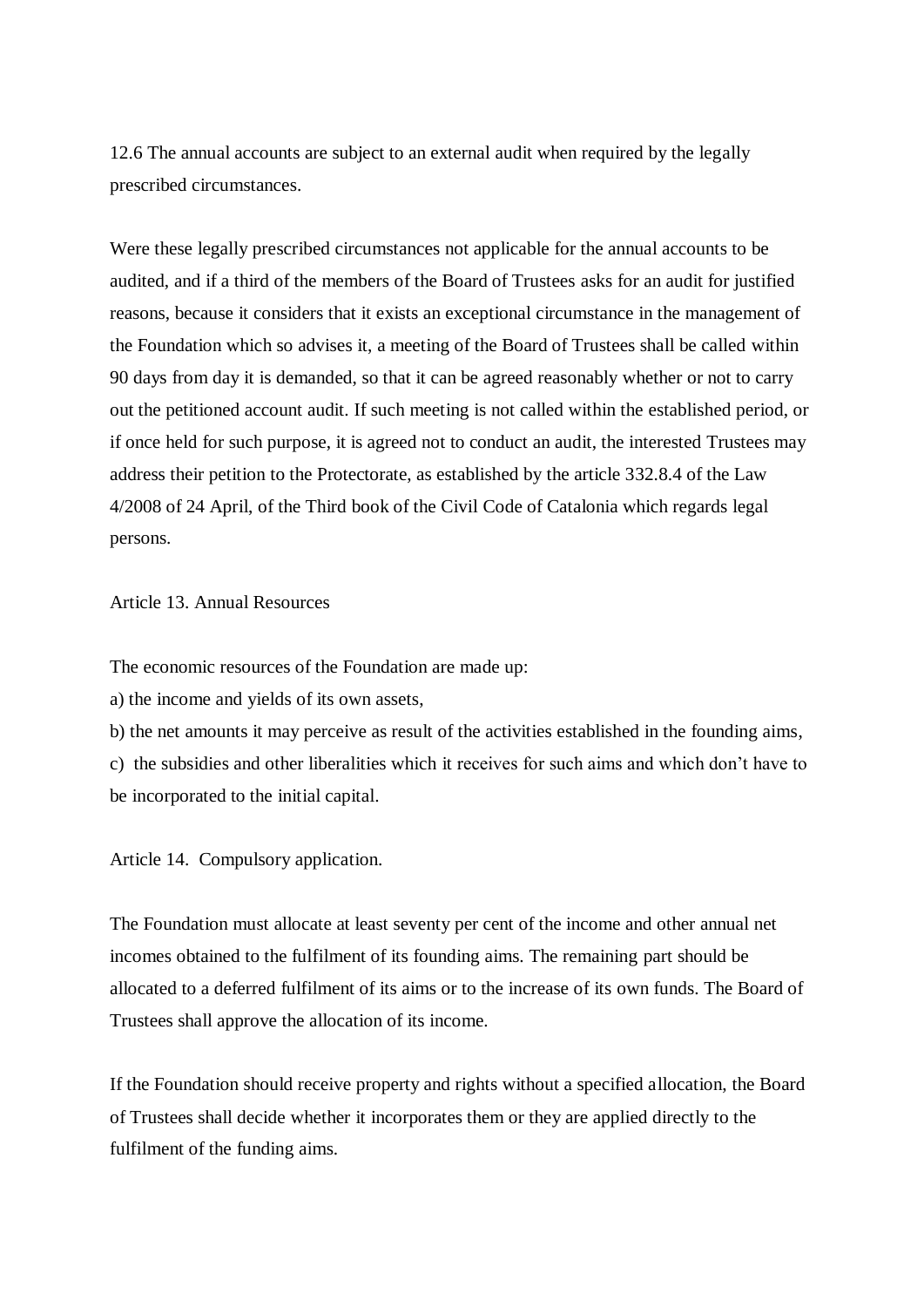12.6 The annual accounts are subject to an external audit when required by the legally prescribed circumstances.

Were these legally prescribed circumstances not applicable for the annual accounts to be audited, and if a third of the members of the Board of Trustees asks for an audit for justified reasons, because it considers that it exists an exceptional circumstance in the management of the Foundation which so advises it, a meeting of the Board of Trustees shall be called within 90 days from day it is demanded, so that it can be agreed reasonably whether or not to carry out the petitioned account audit. If such meeting is not called within the established period, or if once held for such purpose, it is agreed not to conduct an audit, the interested Trustees may address their petition to the Protectorate, as established by the article 332.8.4 of the Law 4/2008 of 24 April, of the Third book of the Civil Code of Catalonia which regards legal persons.

Article 13. Annual Resources

The economic resources of the Foundation are made up:

a) the income and yields of its own assets,

b) the net amounts it may perceive as result of the activities established in the founding aims,

c) the subsidies and other liberalities which it receives for such aims and which don't have to be incorporated to the initial capital.

Article 14. Compulsory application.

The Foundation must allocate at least seventy per cent of the income and other annual net incomes obtained to the fulfilment of its founding aims. The remaining part should be allocated to a deferred fulfilment of its aims or to the increase of its own funds. The Board of Trustees shall approve the allocation of its income.

If the Foundation should receive property and rights without a specified allocation, the Board of Trustees shall decide whether it incorporates them or they are applied directly to the fulfilment of the funding aims.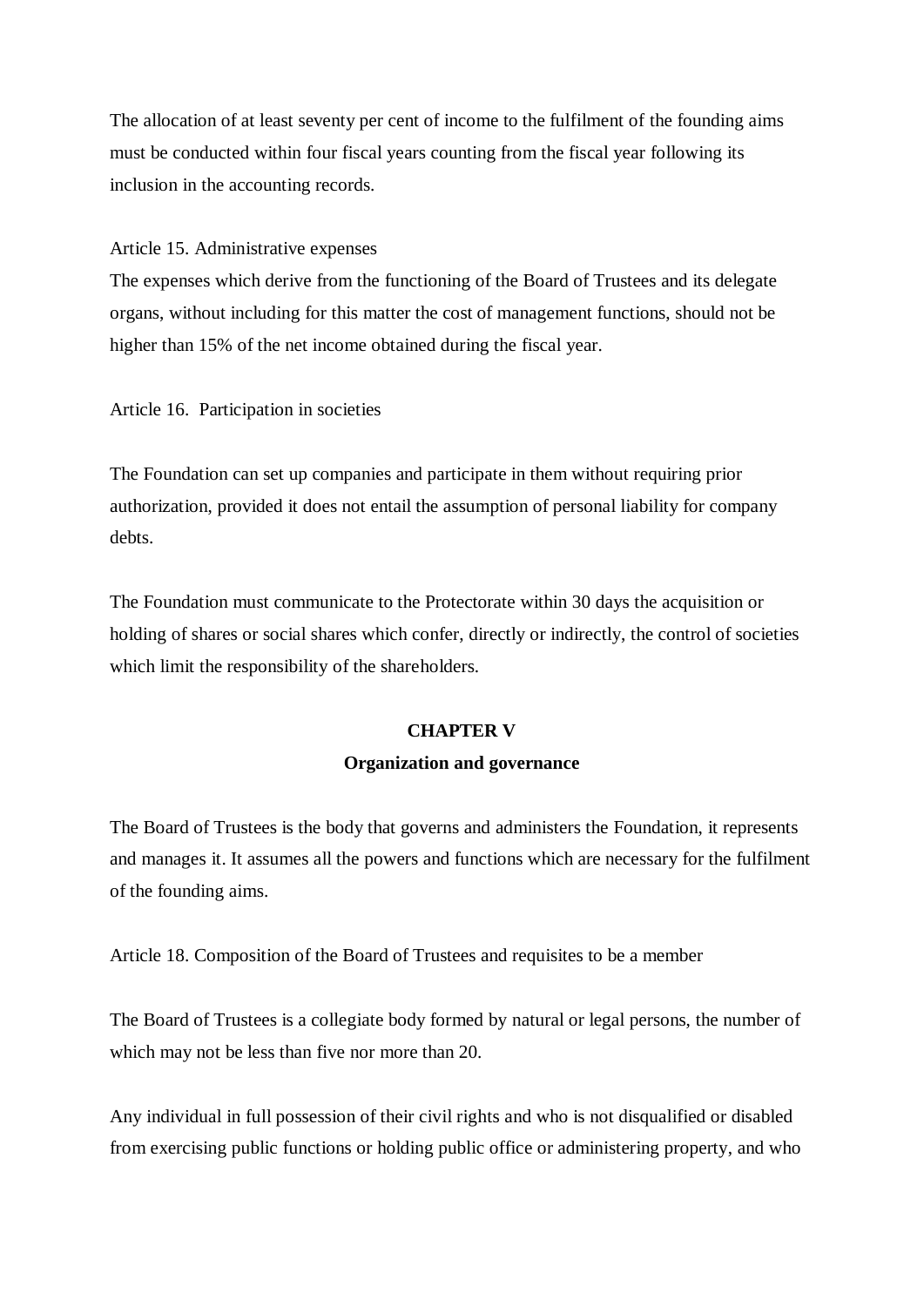The allocation of at least seventy per cent of income to the fulfilment of the founding aims must be conducted within four fiscal years counting from the fiscal year following its inclusion in the accounting records.

Article 15. Administrative expenses
The expenses which derive from the functioning of the Board of Trustees and its delegate organs, without including for this matter the cost of management functions, should not be higher than 15% of the net income obtained during the fiscal year.

Article 16. Participation in societies

The Foundation can set up companies and participate in them without requiring prior authorization, provided it does not entail the assumption of personal liability for company debts.

The Foundation must communicate to the Protectorate within 30 days the acquisition or holding of shares or social shares which confer, directly or indirectly, the control of societies which limit the responsibility of the shareholders.

## CHAPTER V
## Organization and governance

The Board of Trustees is the body that governs and administers the Foundation, it represents and manages it. It assumes all the powers and functions which are necessary for the fulfilment of the founding aims.

Article 18. Composition of the Board of Trustees and requisites to be a member

The Board of Trustees is a collegiate body formed by natural or legal persons, the number of which may not be less than five nor more than 20.

Any individual in full possession of their civil rights and who is not disqualified or disabled from exercising public functions or holding public office or administering property, and who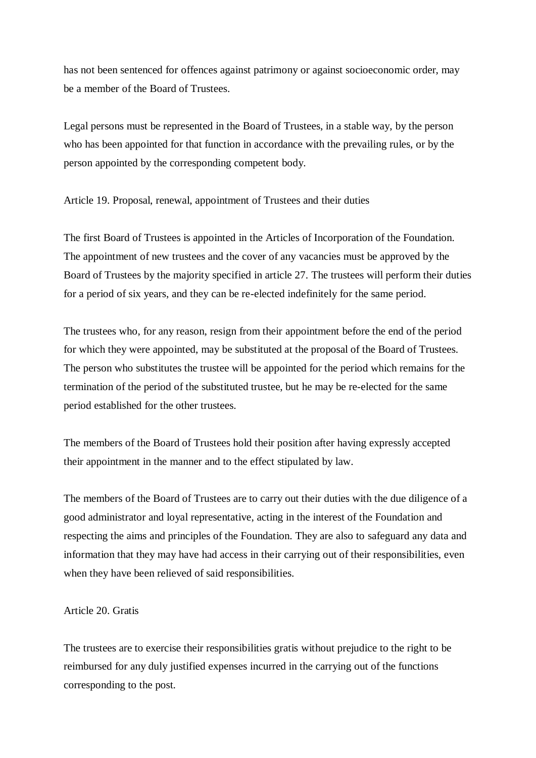has not been sentenced for offences against patrimony or against socioeconomic order, may be a member of the Board of Trustees.

Legal persons must be represented in the Board of Trustees, in a stable way, by the person who has been appointed for that function in accordance with the prevailing rules, or by the person appointed by the corresponding competent body.

## Article 19. Proposal, renewal, appointment of Trustees and their duties

The first Board of Trustees is appointed in the Articles of Incorporation of the Foundation. The appointment of new trustees and the cover of any vacancies must be approved by the Board of Trustees by the majority specified in article 27. The trustees will perform their duties for a period of six years, and they can be re-elected indefinitely for the same period.

The trustees who, for any reason, resign from their appointment before the end of the period for which they were appointed, may be substituted at the proposal of the Board of Trustees. The person who substitutes the trustee will be appointed for the period which remains for the termination of the period of the substituted trustee, but he may be re-elected for the same period established for the other trustees.

The members of the Board of Trustees hold their position after having expressly accepted their appointment in the manner and to the effect stipulated by law.

The members of the Board of Trustees are to carry out their duties with the due diligence of a good administrator and loyal representative, acting in the interest of the Foundation and respecting the aims and principles of the Foundation. They are also to safeguard any data and information that they may have had access in their carrying out of their responsibilities, even when they have been relieved of said responsibilities.

## Article 20. Gratis

The trustees are to exercise their responsibilities gratis without prejudice to the right to be reimbursed for any duly justified expenses incurred in the carrying out of the functions corresponding to the post.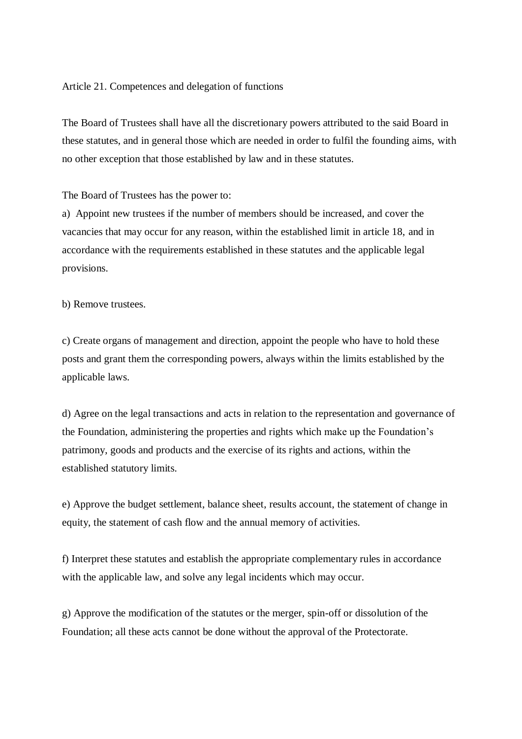## Article 21. Competences and delegation of functions

The Board of Trustees shall have all the discretionary powers attributed to the said Board in these statutes, and in general those which are needed in order to fulfil the founding aims, with no other exception that those established by law and in these statutes.

The Board of Trustees has the power to:

a) Appoint new trustees if the number of members should be increased, and cover the vacancies that may occur for any reason, within the established limit in article 18, and in accordance with the requirements established in these statutes and the applicable legal provisions.

b) Remove trustees.

c) Create organs of management and direction, appoint the people who have to hold these posts and grant them the corresponding powers, always within the limits established by the applicable laws.

d) Agree on the legal transactions and acts in relation to the representation and governance of the Foundation, administering the properties and rights which make up the Foundation's patrimony, goods and products and the exercise of its rights and actions, within the established statutory limits.

e) Approve the budget settlement, balance sheet, results account, the statement of change in equity, the statement of cash flow and the annual memory of activities.

f) Interpret these statutes and establish the appropriate complementary rules in accordance with the applicable law, and solve any legal incidents which may occur.

g) Approve the modification of the statutes or the merger, spin-off or dissolution of the Foundation; all these acts cannot be done without the approval of the Protectorate.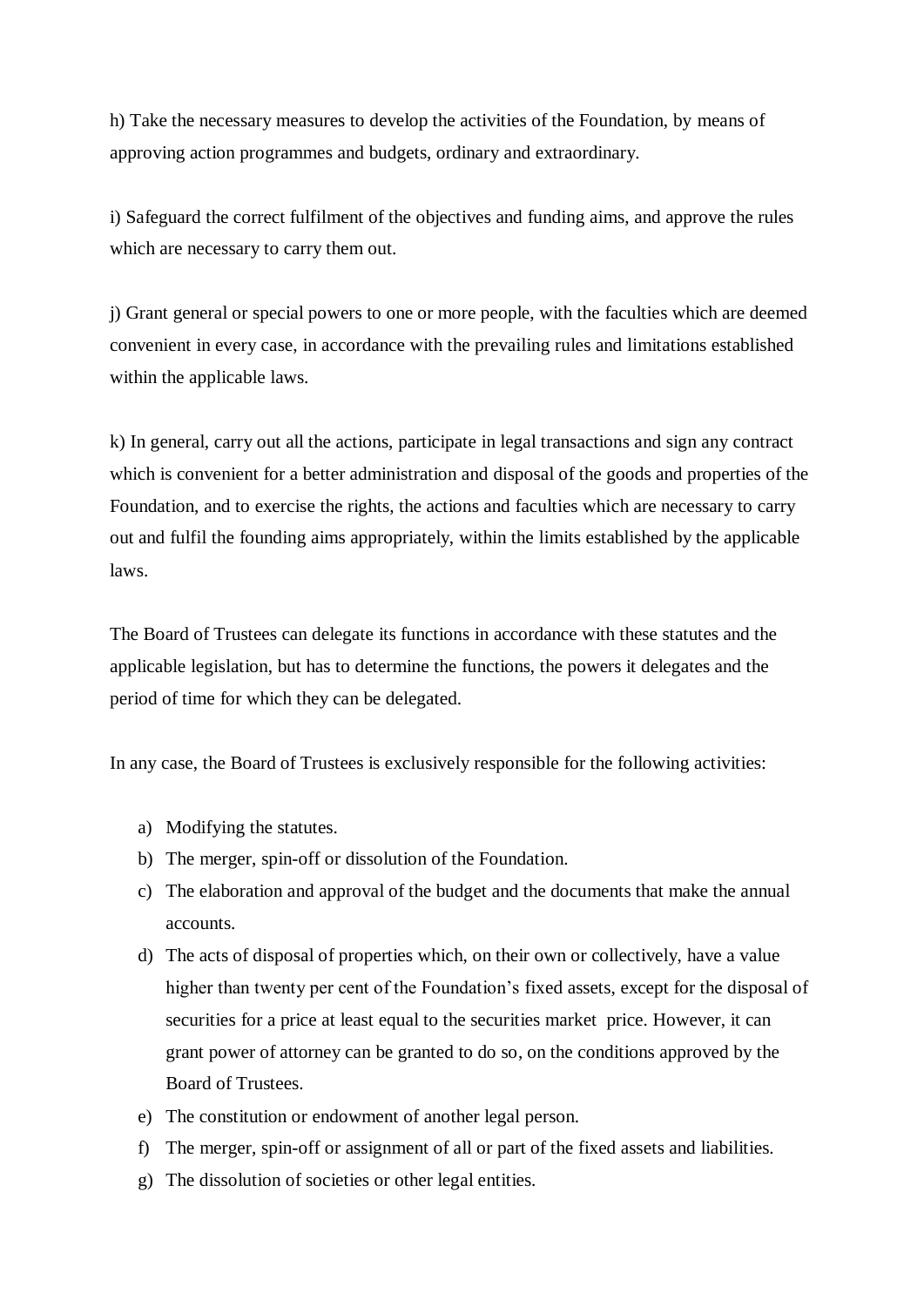h) Take the necessary measures to develop the activities of the Foundation, by means of approving action programmes and budgets, ordinary and extraordinary.

i) Safeguard the correct fulfilment of the objectives and funding aims, and approve the rules which are necessary to carry them out.

j) Grant general or special powers to one or more people, with the faculties which are deemed convenient in every case, in accordance with the prevailing rules and limitations established within the applicable laws.

k) In general, carry out all the actions, participate in legal transactions and sign any contract which is convenient for a better administration and disposal of the goods and properties of the Foundation, and to exercise the rights, the actions and faculties which are necessary to carry out and fulfil the founding aims appropriately, within the limits established by the applicable laws.

The Board of Trustees can delegate its functions in accordance with these statutes and the applicable legislation, but has to determine the functions, the powers it delegates and the period of time for which they can be delegated.

In any case, the Board of Trustees is exclusively responsible for the following activities:

a) Modifying the statutes.
b) The merger, spin-off or dissolution of the Foundation.
c) The elaboration and approval of the budget and the documents that make the annual accounts.
d) The acts of disposal of properties which, on their own or collectively, have a value higher than twenty per cent of the Foundation's fixed assets, except for the disposal of securities for a price at least equal to the securities market price. However, it can grant power of attorney can be granted to do so, on the conditions approved by the Board of Trustees.
e) The constitution or endowment of another legal person.
f) The merger, spin-off or assignment of all or part of the fixed assets and liabilities.
g) The dissolution of societies or other legal entities.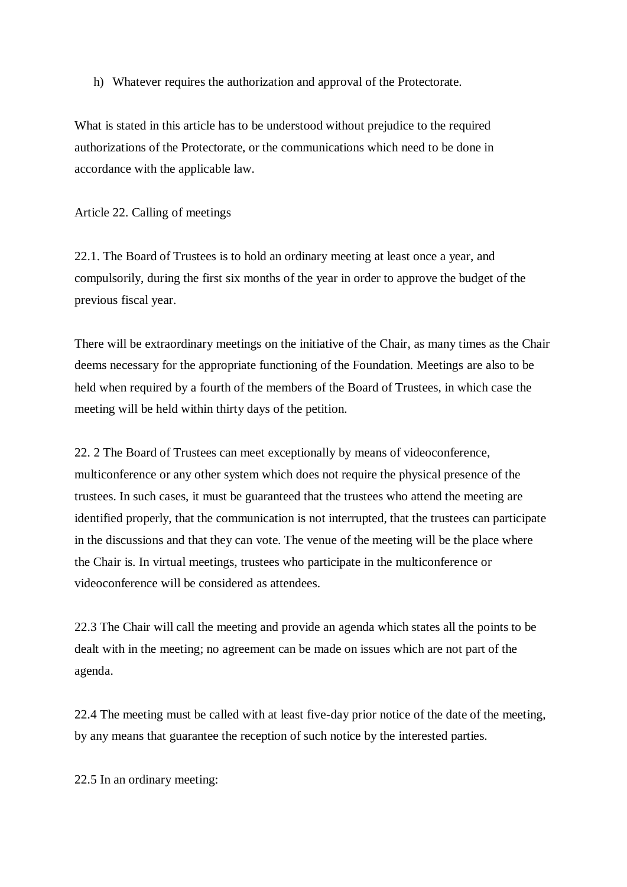h) Whatever requires the authorization and approval of the Protectorate.

What is stated in this article has to be understood without prejudice to the required authorizations of the Protectorate, or the communications which need to be done in accordance with the applicable law.

Article 22. Calling of meetings

22.1. The Board of Trustees is to hold an ordinary meeting at least once a year, and compulsorily, during the first six months of the year in order to approve the budget of the previous fiscal year.

There will be extraordinary meetings on the initiative of the Chair, as many times as the Chair deems necessary for the appropriate functioning of the Foundation. Meetings are also to be held when required by a fourth of the members of the Board of Trustees, in which case the meeting will be held within thirty days of the petition.

22. 2 The Board of Trustees can meet exceptionally by means of videoconference, multiconference or any other system which does not require the physical presence of the trustees. In such cases, it must be guaranteed that the trustees who attend the meeting are identified properly, that the communication is not interrupted, that the trustees can participate in the discussions and that they can vote. The venue of the meeting will be the place where the Chair is. In virtual meetings, trustees who participate in the multiconference or videoconference will be considered as attendees.

22.3 The Chair will call the meeting and provide an agenda which states all the points to be dealt with in the meeting; no agreement can be made on issues which are not part of the agenda.

22.4 The meeting must be called with at least five-day prior notice of the date of the meeting, by any means that guarantee the reception of such notice by the interested parties.

22.5 In an ordinary meeting: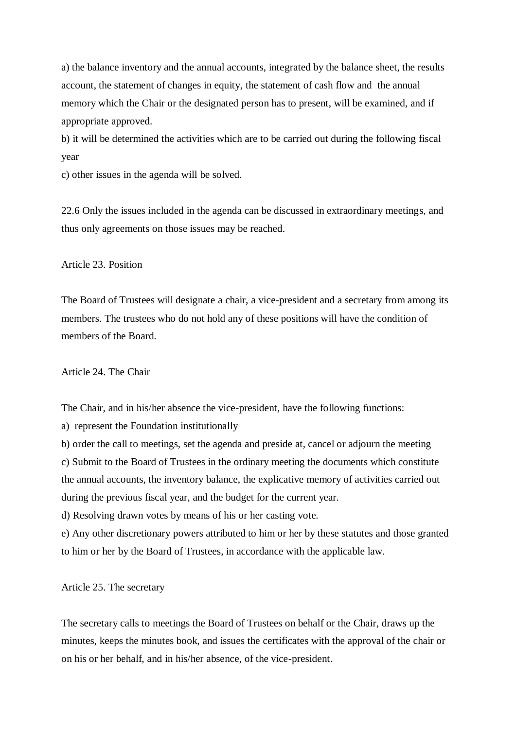a) the balance inventory and the annual accounts, integrated by the balance sheet, the results account, the statement of changes in equity, the statement of cash flow and the annual memory which the Chair or the designated person has to present, will be examined, and if appropriate approved.

b) it will be determined the activities which are to be carried out during the following fiscal year

c) other issues in the agenda will be solved.

22.6 Only the issues included in the agenda can be discussed in extraordinary meetings, and thus only agreements on those issues may be reached.

Article 23. Position

The Board of Trustees will designate a chair, a vice-president and a secretary from among its members. The trustees who do not hold any of these positions will have the condition of members of the Board.

Article 24. The Chair

The Chair, and in his/her absence the vice-president, have the following functions:

a) represent the Foundation institutionally

b) order the call to meetings, set the agenda and preside at, cancel or adjourn the meeting

c) Submit to the Board of Trustees in the ordinary meeting the documents which constitute the annual accounts, the inventory balance, the explicative memory of activities carried out during the previous fiscal year, and the budget for the current year.

d) Resolving drawn votes by means of his or her casting vote.

e) Any other discretionary powers attributed to him or her by these statutes and those granted to him or her by the Board of Trustees, in accordance with the applicable law.

Article 25. The secretary

The secretary calls to meetings the Board of Trustees on behalf or the Chair, draws up the minutes, keeps the minutes book, and issues the certificates with the approval of the chair or on his or her behalf, and in his/her absence, of the vice-president.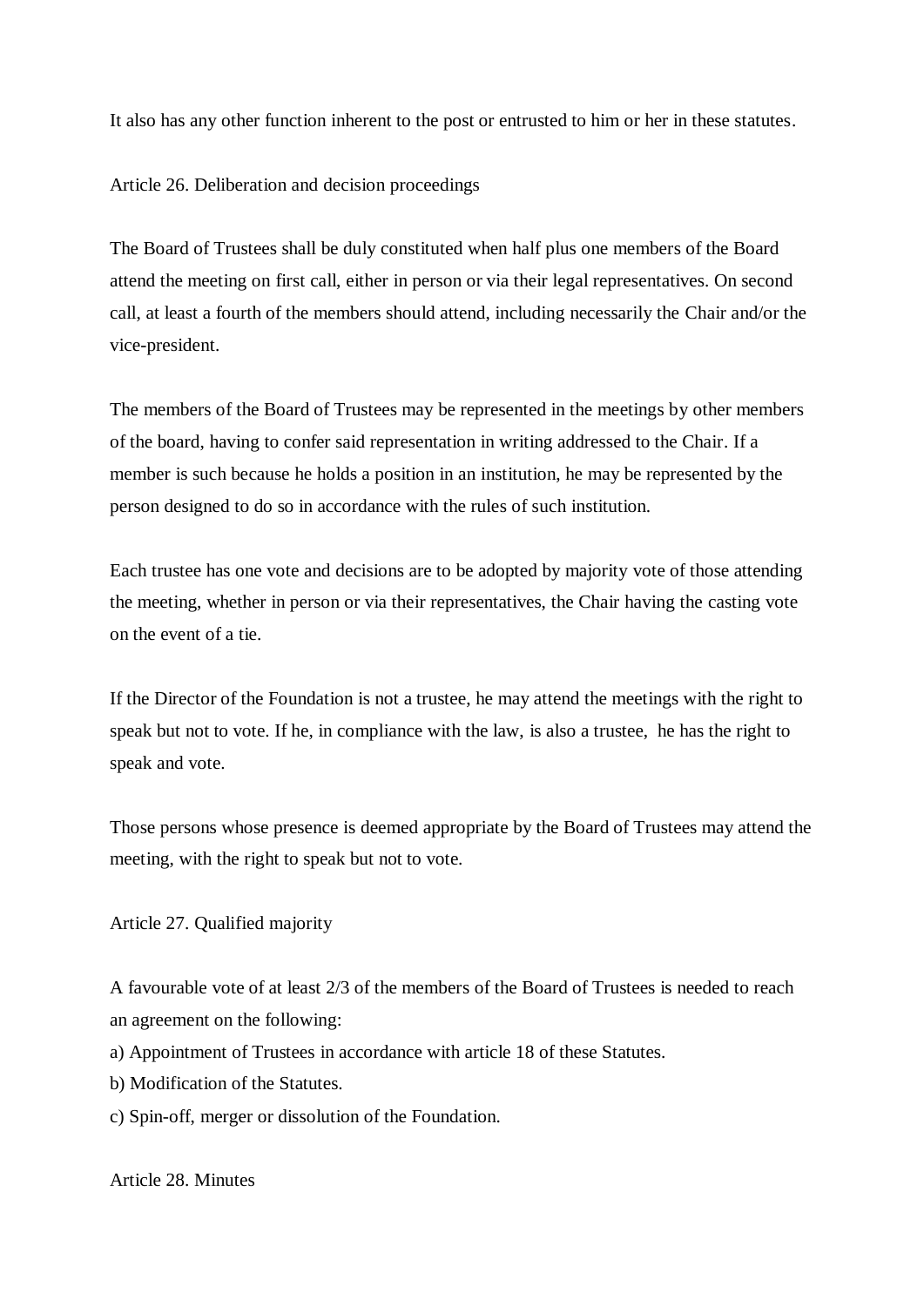It also has any other function inherent to the post or entrusted to him or her in these statutes.

### Article 26. Deliberation and decision proceedings

The Board of Trustees shall be duly constituted when half plus one members of the Board attend the meeting on first call, either in person or via their legal representatives. On second call, at least a fourth of the members should attend, including necessarily the Chair and/or the vice-president.

The members of the Board of Trustees may be represented in the meetings by other members of the board, having to confer said representation in writing addressed to the Chair. If a member is such because he holds a position in an institution, he may be represented by the person designed to do so in accordance with the rules of such institution.

Each trustee has one vote and decisions are to be adopted by majority vote of those attending the meeting, whether in person or via their representatives, the Chair having the casting vote on the event of a tie.

If the Director of the Foundation is not a trustee, he may attend the meetings with the right to speak but not to vote. If he, in compliance with the law, is also a trustee, he has the right to speak and vote.

Those persons whose presence is deemed appropriate by the Board of Trustees may attend the meeting, with the right to speak but not to vote.

### Article 27. Qualified majority

A favourable vote of at least 2/3 of the members of the Board of Trustees is needed to reach an agreement on the following:

a) Appointment of Trustees in accordance with article 18 of these Statutes.
b) Modification of the Statutes.
c) Spin-off, merger or dissolution of the Foundation.

### Article 28. Minutes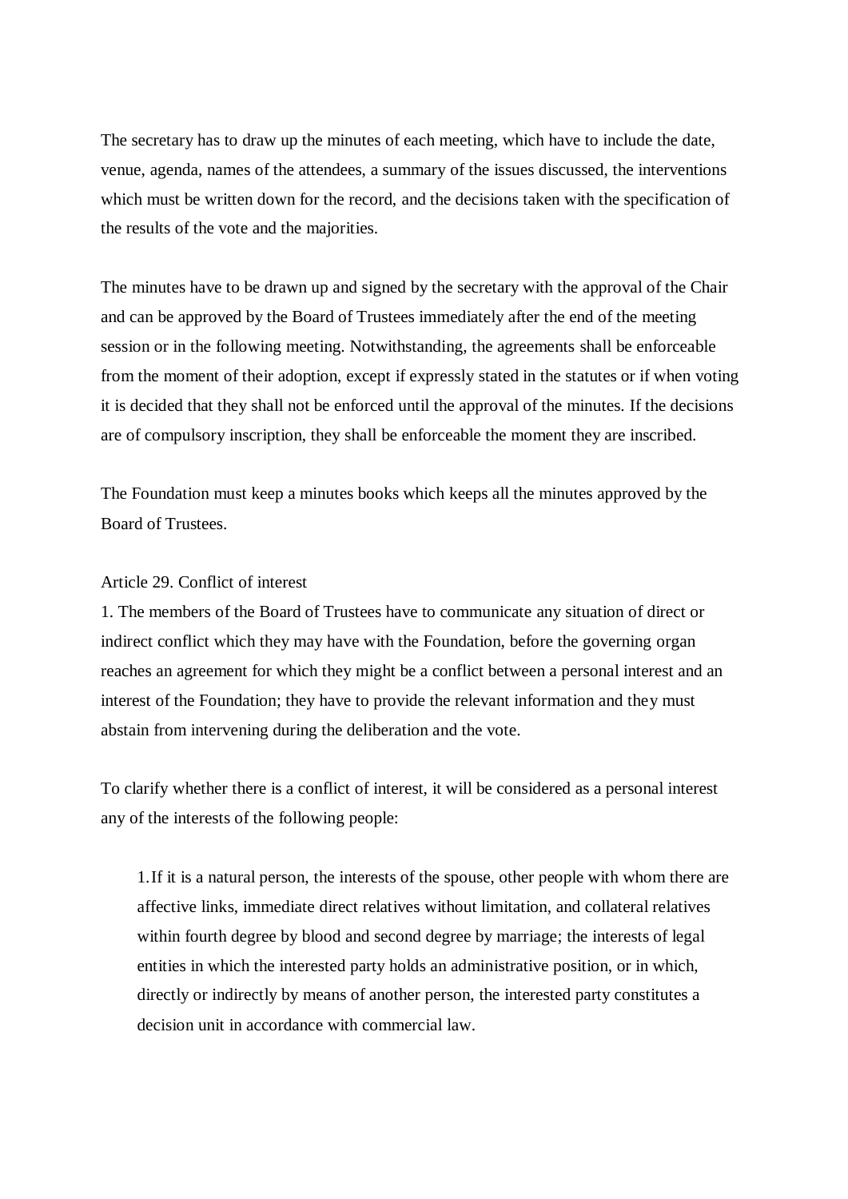The secretary has to draw up the minutes of each meeting, which have to include the date, venue, agenda, names of the attendees, a summary of the issues discussed, the interventions which must be written down for the record, and the decisions taken with the specification of the results of the vote and the majorities.

The minutes have to be drawn up and signed by the secretary with the approval of the Chair and can be approved by the Board of Trustees immediately after the end of the meeting session or in the following meeting. Notwithstanding, the agreements shall be enforceable from the moment of their adoption, except if expressly stated in the statutes or if when voting it is decided that they shall not be enforced until the approval of the minutes. If the decisions are of compulsory inscription, they shall be enforceable the moment they are inscribed.

The Foundation must keep a minutes books which keeps all the minutes approved by the Board of Trustees.

Article 29. Conflict of interest

1. The members of the Board of Trustees have to communicate any situation of direct or indirect conflict which they may have with the Foundation, before the governing organ reaches an agreement for which they might be a conflict between a personal interest and an interest of the Foundation; they have to provide the relevant information and they must abstain from intervening during the deliberation and the vote.

To clarify whether there is a conflict of interest, it will be considered as a personal interest any of the interests of the following people:

1. If it is a natural person, the interests of the spouse, other people with whom there are affective links, immediate direct relatives without limitation, and collateral relatives within fourth degree by blood and second degree by marriage; the interests of legal entities in which the interested party holds an administrative position, or in which, directly or indirectly by means of another person, the interested party constitutes a decision unit in accordance with commercial law.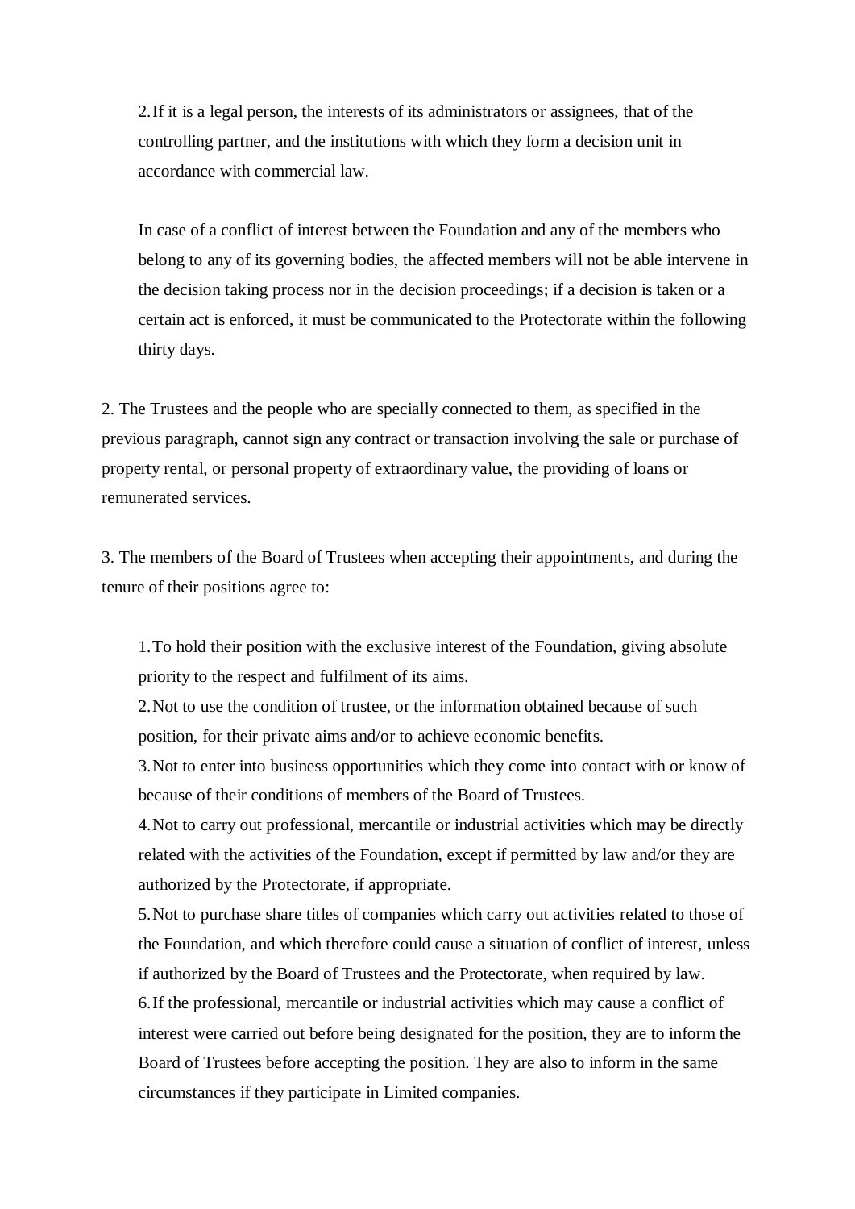2. If it is a legal person, the interests of its administrators or assignees, that of the controlling partner, and the institutions with which they form a decision unit in accordance with commercial law.

   In case of a conflict of interest between the Foundation and any of the members who belong to any of its governing bodies, the affected members will not be able intervene in the decision taking process nor in the decision proceedings; if a decision is taken or a certain act is enforced, it must be communicated to the Protectorate within the following thirty days.

2. The Trustees and the people who are specially connected to them, as specified in the previous paragraph, cannot sign any contract or transaction involving the sale or purchase of property rental, or personal property of extraordinary value, the providing of loans or remunerated services.

3. The members of the Board of Trustees when accepting their appointments, and during the tenure of their positions agree to:

   1. To hold their position with the exclusive interest of the Foundation, giving absolute priority to the respect and fulfilment of its aims.
   2. Not to use the condition of trustee, or the information obtained because of such position, for their private aims and/or to achieve economic benefits.
   3. Not to enter into business opportunities which they come into contact with or know of because of their conditions of members of the Board of Trustees.
   4. Not to carry out professional, mercantile or industrial activities which may be directly related with the activities of the Foundation, except if permitted by law and/or they are authorized by the Protectorate, if appropriate.
   5. Not to purchase share titles of companies which carry out activities related to those of the Foundation, and which therefore could cause a situation of conflict of interest, unless if authorized by the Board of Trustees and the Protectorate, when required by law.
   6. If the professional, mercantile or industrial activities which may cause a conflict of interest were carried out before being designated for the position, they are to inform the Board of Trustees before accepting the position. They are also to inform in the same circumstances if they participate in Limited companies.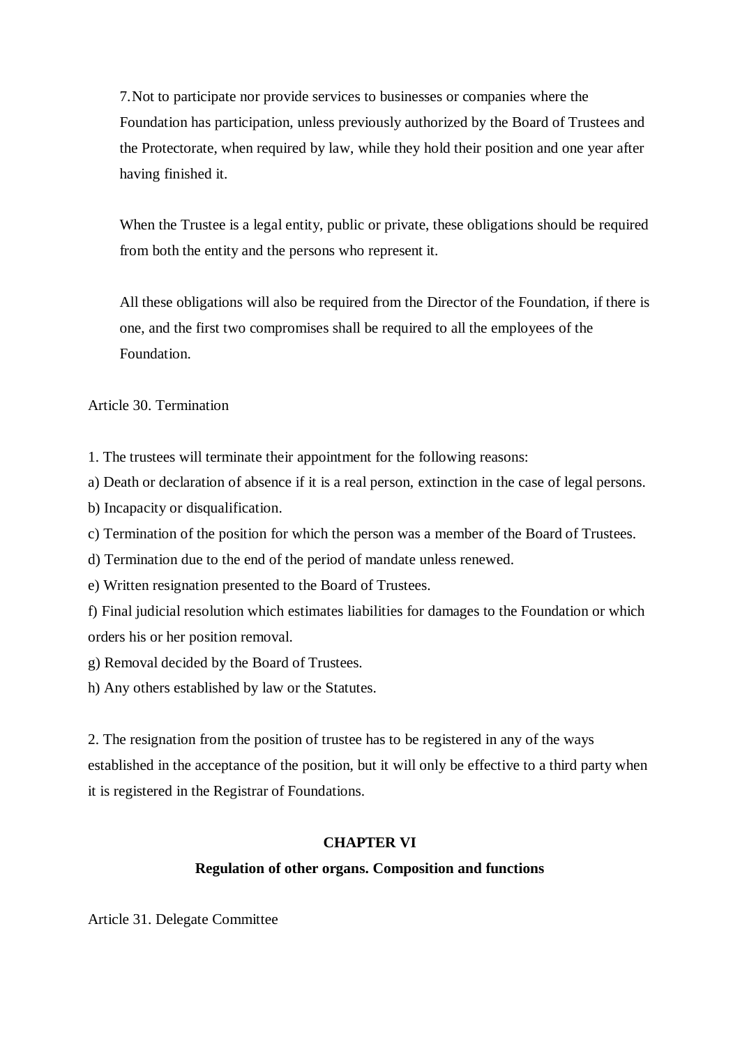7. Not to participate nor provide services to businesses or companies where the Foundation has participation, unless previously authorized by the Board of Trustees and the Protectorate, when required by law, while they hold their position and one year after having finished it.

When the Trustee is a legal entity, public or private, these obligations should be required from both the entity and the persons who represent it.

All these obligations will also be required from the Director of the Foundation, if there is one, and the first two compromises shall be required to all the employees of the Foundation.

Article 30. Termination

1. The trustees will terminate their appointment for the following reasons:

a) Death or declaration of absence if it is a real person, extinction in the case of legal persons.
b) Incapacity or disqualification.
c) Termination of the position for which the person was a member of the Board of Trustees.
d) Termination due to the end of the period of mandate unless renewed.
e) Written resignation presented to the Board of Trustees.
f) Final judicial resolution which estimates liabilities for damages to the Foundation or which orders his or her position removal.
g) Removal decided by the Board of Trustees.
h) Any others established by law or the Statutes.

2. The resignation from the position of trustee has to be registered in any of the ways established in the acceptance of the position, but it will only be effective to a third party when it is registered in the Registrar of Foundations.

## CHAPTER VI

### Regulation of other organs. Composition and functions

Article 31. Delegate Committee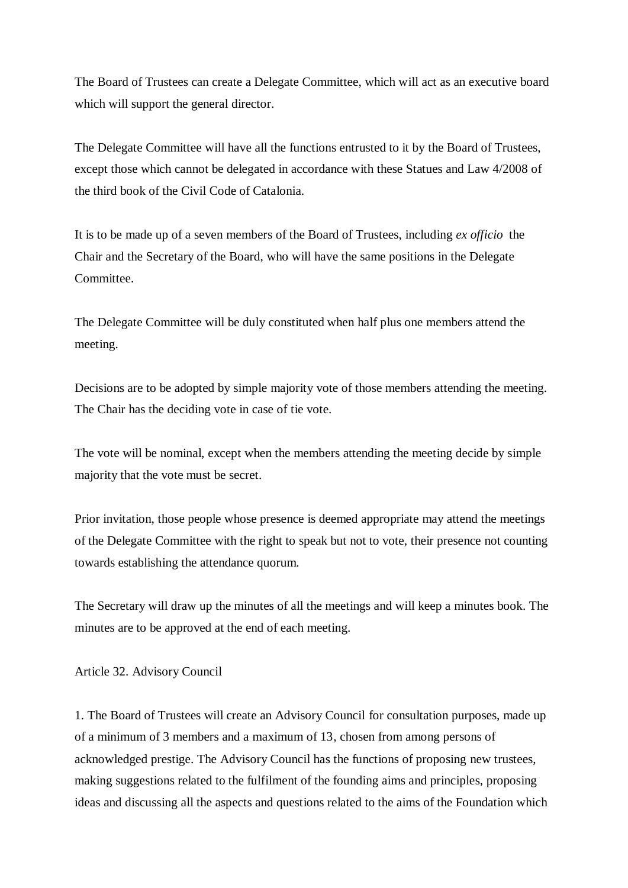The Board of Trustees can create a Delegate Committee, which will act as an executive board which will support the general director.

The Delegate Committee will have all the functions entrusted to it by the Board of Trustees, except those which cannot be delegated in accordance with these Statues and Law 4/2008 of the third book of the Civil Code of Catalonia.

It is to be made up of a seven members of the Board of Trustees, including *ex officio* the Chair and the Secretary of the Board, who will have the same positions in the Delegate Committee.

The Delegate Committee will be duly constituted when half plus one members attend the meeting.

Decisions are to be adopted by simple majority vote of those members attending the meeting. The Chair has the deciding vote in case of tie vote.

The vote will be nominal, except when the members attending the meeting decide by simple majority that the vote must be secret.

Prior invitation, those people whose presence is deemed appropriate may attend the meetings of the Delegate Committee with the right to speak but not to vote, their presence not counting towards establishing the attendance quorum.

The Secretary will draw up the minutes of all the meetings and will keep a minutes book. The minutes are to be approved at the end of each meeting.

Article 32. Advisory Council

1. The Board of Trustees will create an Advisory Council for consultation purposes, made up of a minimum of 3 members and a maximum of 13, chosen from among persons of acknowledged prestige. The Advisory Council has the functions of proposing new trustees, making suggestions related to the fulfilment of the founding aims and principles, proposing ideas and discussing all the aspects and questions related to the aims of the Foundation which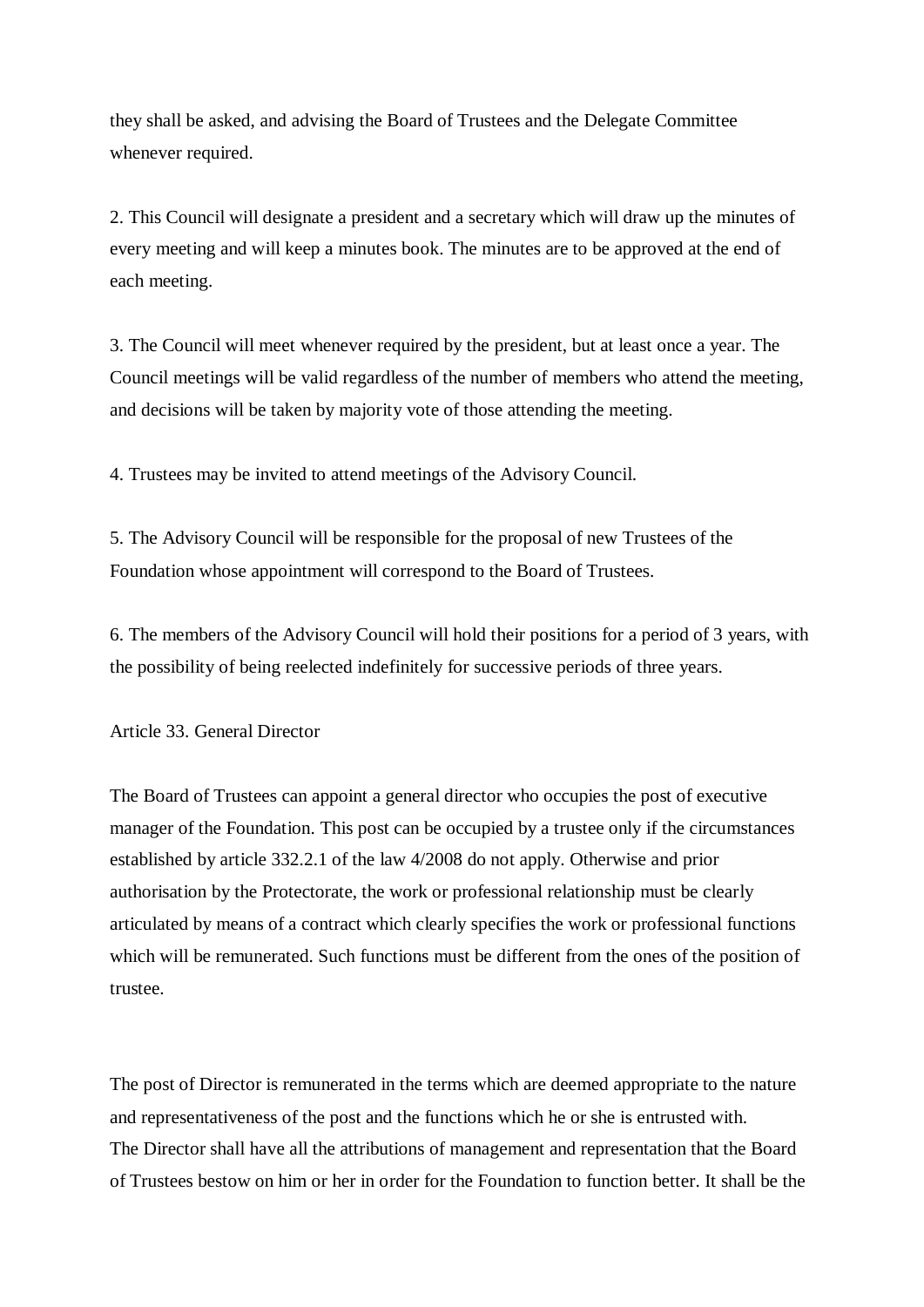they shall be asked, and advising the Board of Trustees and the Delegate Committee whenever required.

2. This Council will designate a president and a secretary which will draw up the minutes of every meeting and will keep a minutes book. The minutes are to be approved at the end of each meeting.

3. The Council will meet whenever required by the president, but at least once a year. The Council meetings will be valid regardless of the number of members who attend the meeting, and decisions will be taken by majority vote of those attending the meeting.

4. Trustees may be invited to attend meetings of the Advisory Council.

5. The Advisory Council will be responsible for the proposal of new Trustees of the Foundation whose appointment will correspond to the Board of Trustees.

6. The members of the Advisory Council will hold their positions for a period of 3 years, with the possibility of being reelected indefinitely for successive periods of three years.

## Article 33. General Director

The Board of Trustees can appoint a general director who occupies the post of executive manager of the Foundation. This post can be occupied by a trustee only if the circumstances established by article 332.2.1 of the law 4/2008 do not apply. Otherwise and prior authorisation by the Protectorate, the work or professional relationship must be clearly articulated by means of a contract which clearly specifies the work or professional functions which will be remunerated. Such functions must be different from the ones of the position of trustee.

The post of Director is remunerated in the terms which are deemed appropriate to the nature and representativeness of the post and the functions which he or she is entrusted with. The Director shall have all the attributions of management and representation that the Board of Trustees bestow on him or her in order for the Foundation to function better. It shall be the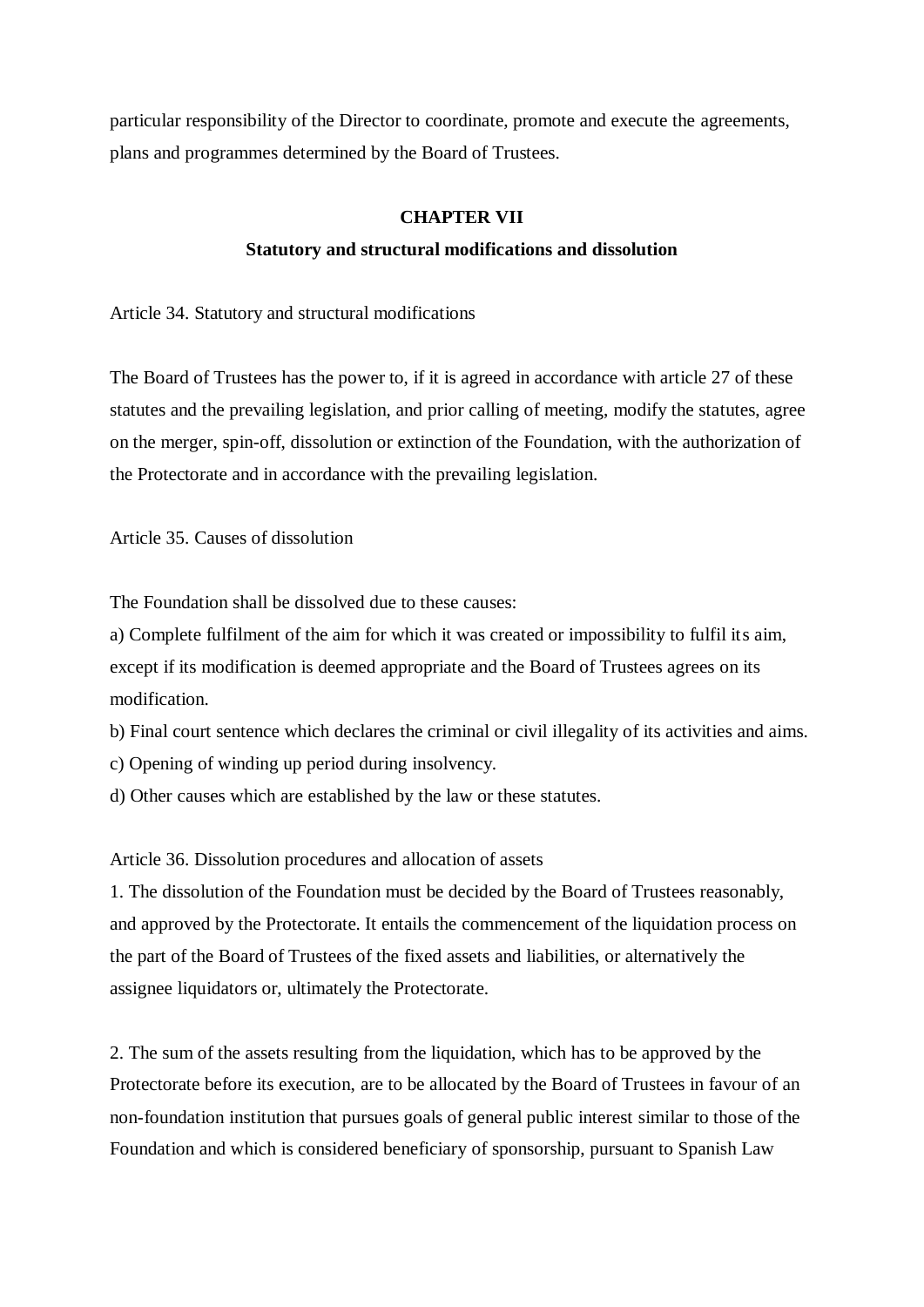particular responsibility of the Director to coordinate, promote and execute the agreements, plans and programmes determined by the Board of Trustees.

## CHAPTER VII
## Statutory and structural modifications and dissolution

Article 34. Statutory and structural modifications

The Board of Trustees has the power to, if it is agreed in accordance with article 27 of these statutes and the prevailing legislation, and prior calling of meeting, modify the statutes, agree on the merger, spin-off, dissolution or extinction of the Foundation, with the authorization of the Protectorate and in accordance with the prevailing legislation.

Article 35. Causes of dissolution

The Foundation shall be dissolved due to these causes:
a) Complete fulfilment of the aim for which it was created or impossibility to fulfil its aim, except if its modification is deemed appropriate and the Board of Trustees agrees on its modification.
b) Final court sentence which declares the criminal or civil illegality of its activities and aims.
c) Opening of winding up period during insolvency.
d) Other causes which are established by the law or these statutes.

Article 36. Dissolution procedures and allocation of assets
1. The dissolution of the Foundation must be decided by the Board of Trustees reasonably, and approved by the Protectorate. It entails the commencement of the liquidation process on the part of the Board of Trustees of the fixed assets and liabilities, or alternatively the assignee liquidators or, ultimately the Protectorate.

2. The sum of the assets resulting from the liquidation, which has to be approved by the Protectorate before its execution, are to be allocated by the Board of Trustees in favour of an non-foundation institution that pursues goals of general public interest similar to those of the Foundation and which is considered beneficiary of sponsorship, pursuant to Spanish Law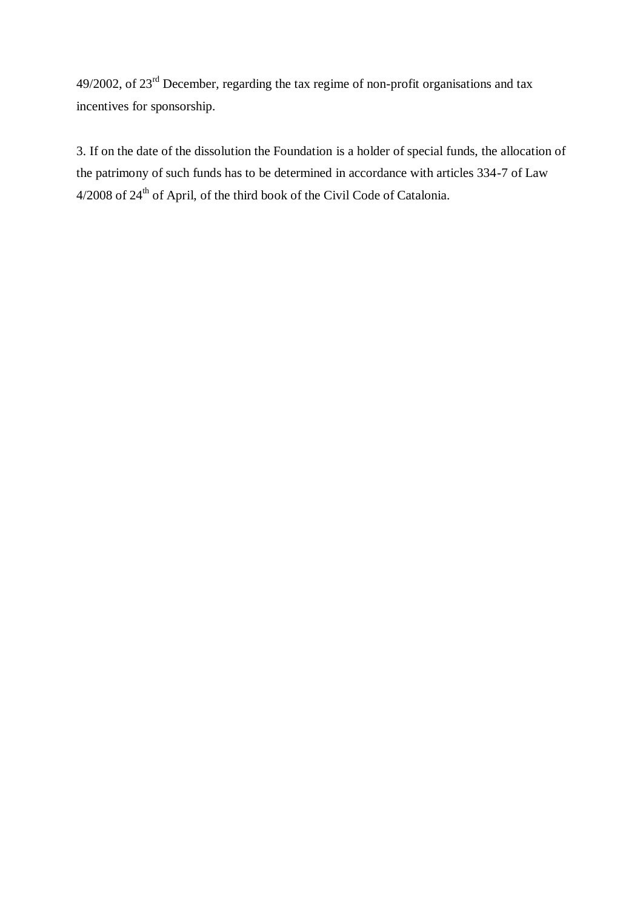49/2002, of 23rd December, regarding the tax regime of non-profit organisations and tax incentives for sponsorship.

3. If on the date of the dissolution the Foundation is a holder of special funds, the allocation of the patrimony of such funds has to be determined in accordance with articles 334-7 of Law 4/2008 of 24th of April, of the third book of the Civil Code of Catalonia.